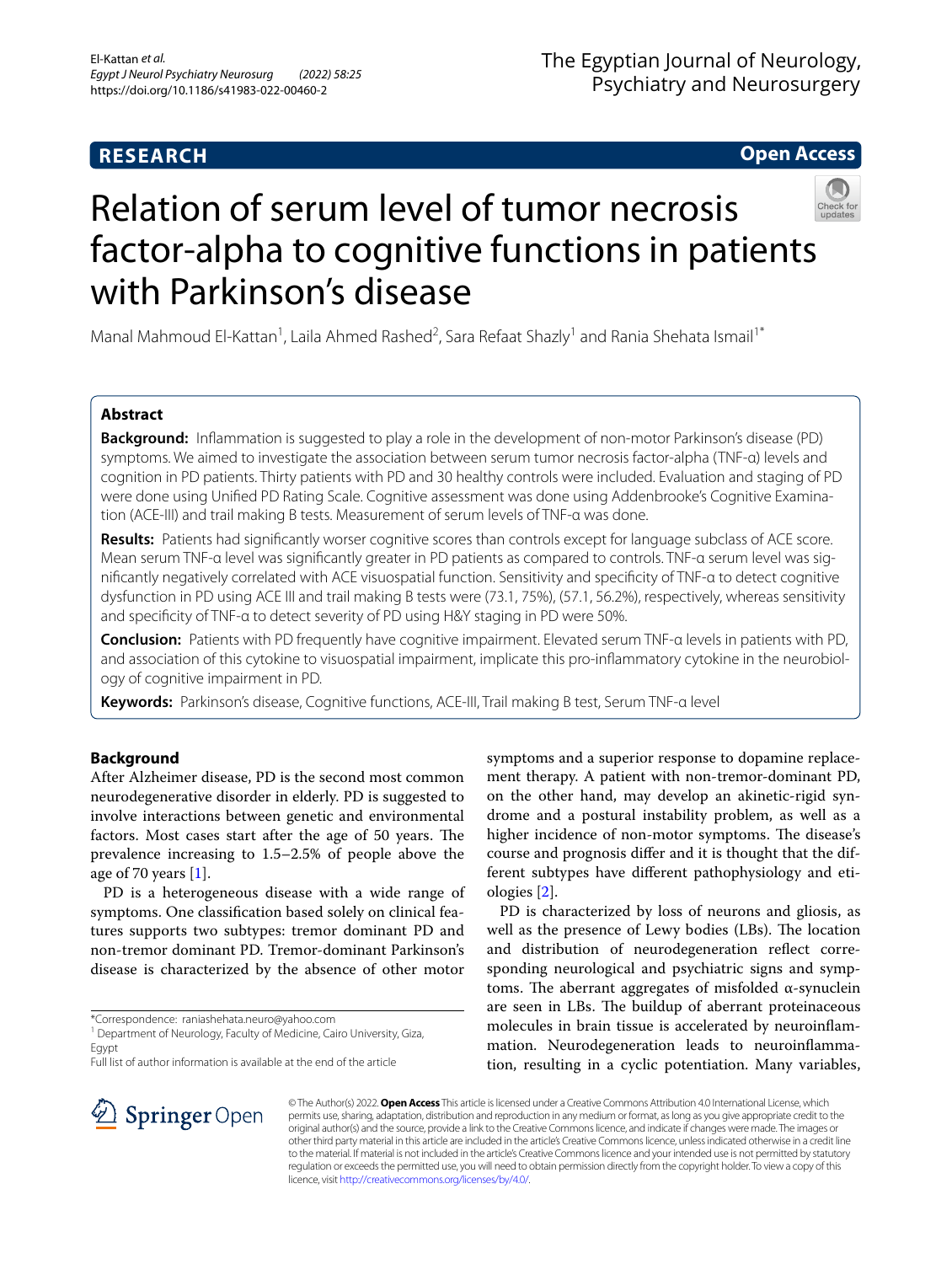RESEARCH

Open Access

# Relation of serum level of tumor necrosis factor-alpha to cognitive functions in patients with Parkinson's disease

Manal Mahmoud El-Kattan[1], Laila Ahmed Rashed[2], Sara Refaat Shazly[1] and Rania Shehata Ismail[1*]

## Abstract

**Background:** Inflammation is suggested to play a role in the development of non-motor Parkinson's disease (PD) symptoms. We aimed to investigate the association between serum tumor necrosis factor-alpha (TNF-α) levels and cognition in PD patients. Thirty patients with PD and 30 healthy controls were included. Evaluation and staging of PD were done using Unified PD Rating Scale. Cognitive assessment was done using Addenbrooke's Cognitive Examination (ACE-III) and trail making B tests. Measurement of serum levels of TNF-α was done.

**Results:** Patients had significantly worser cognitive scores than controls except for language subclass of ACE score. Mean serum TNF-α level was significantly greater in PD patients as compared to controls. TNF-α serum level was significantly negatively correlated with ACE visuospatial function. Sensitivity and specificity of TNF-α to detect cognitive dysfunction in PD using ACE III and trail making B tests were (73.1, 75%), (57.1, 56.2%), respectively, whereas sensitivity and specificity of TNF-α to detect severity of PD using H&Y staging in PD were 50%.

**Conclusion:** Patients with PD frequently have cognitive impairment. Elevated serum TNF-α levels in patients with PD, and association of this cytokine to visuospatial impairment, implicate this pro-inflammatory cytokine in the neurobiology of cognitive impairment in PD.

**Keywords:** Parkinson's disease, Cognitive functions, ACE-III, Trail making B test, Serum TNF-α level

## Background

After Alzheimer disease, PD is the second most common neurodegenerative disorder in elderly. PD is suggested to involve interactions between genetic and environmental factors. Most cases start after the age of 50 years. The prevalence increasing to 1.5–2.5% of people above the age of 70 years [1].

PD is a heterogeneous disease with a wide range of symptoms. One classification based solely on clinical features supports two subtypes: tremor dominant PD and non-tremor dominant PD. Tremor-dominant Parkinson's disease is characterized by the absence of other motor symptoms and a superior response to dopamine replacement therapy. A patient with non-tremor-dominant PD, on the other hand, may develop an akinetic-rigid syndrome and a postural instability problem, as well as a higher incidence of non-motor symptoms. The disease's course and prognosis differ and it is thought that the different subtypes have different pathophysiology and etiologies [2].

PD is characterized by loss of neurons and gliosis, as well as the presence of Lewy bodies (LBs). The location and distribution of neurodegeneration reflect corresponding neurological and psychiatric signs and symptoms. The aberrant aggregates of misfolded α-synuclein are seen in LBs. The buildup of aberrant proteinaceous molecules in brain tissue is accelerated by neuroinflammation. Neurodegeneration leads to neuroinflammation, resulting in a cyclic potentiation. Many variables,

*Correspondence: raniashehata.neuro@yahoo.com
[1] Department of Neurology, Faculty of Medicine, Cairo University, Giza, Egypt
Full list of author information is available at the end of the article

© The Author(s) 2022. **Open Access** This article is licensed under a Creative Commons Attribution 4.0 International License, which permits use, sharing, adaptation, distribution and reproduction in any medium or format, as long as you give appropriate credit to the original author(s) and the source, provide a link to the Creative Commons licence, and indicate if changes were made. The images or other third party material in this article are included in the article's Creative Commons licence, unless indicated otherwise in a credit line to the material. If material is not included in the article's Creative Commons licence and your intended use is not permitted by statutory regulation or exceeds the permitted use, you will need to obtain permission directly from the copyright holder. To view a copy of this licence, visit http://creativecommons.org/licenses/by/4.0/.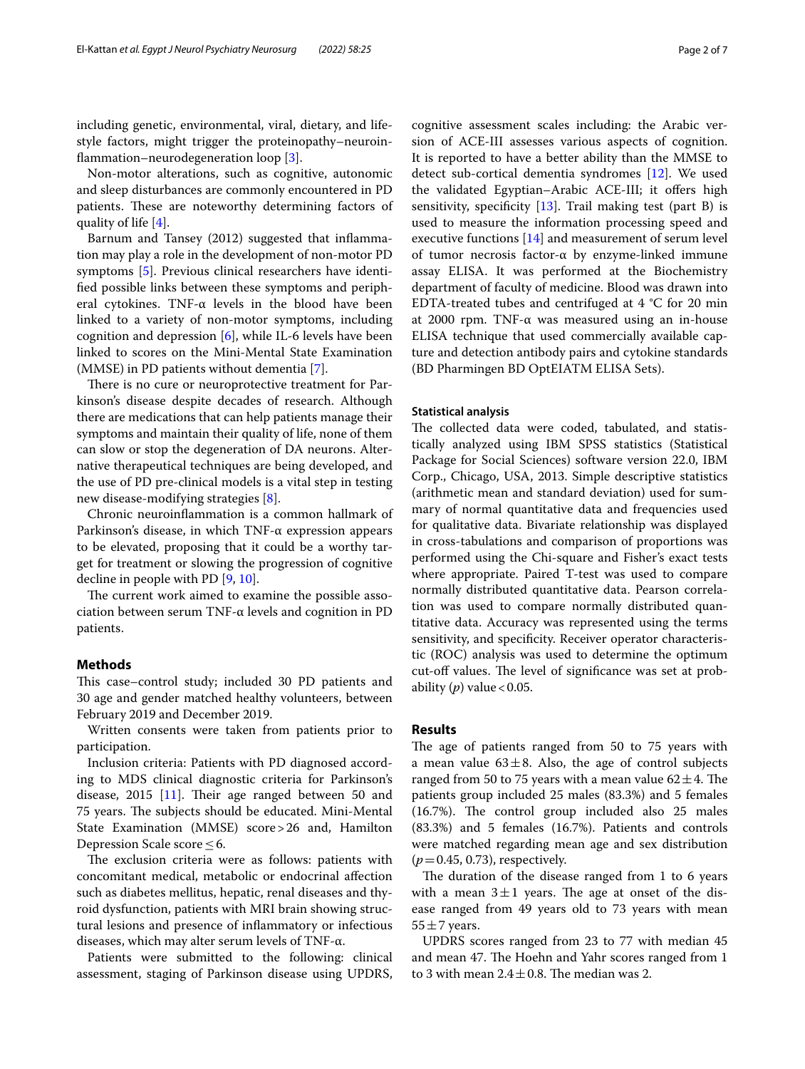including genetic, environmental, viral, dietary, and lifestyle factors, might trigger the proteinopathy–neuroinflammation–neurodegeneration loop [3].

Non-motor alterations, such as cognitive, autonomic and sleep disturbances are commonly encountered in PD patients. These are noteworthy determining factors of quality of life [4].

Barnum and Tansey (2012) suggested that inflammation may play a role in the development of non-motor PD symptoms [5]. Previous clinical researchers have identified possible links between these symptoms and peripheral cytokines. TNF-α levels in the blood have been linked to a variety of non-motor symptoms, including cognition and depression [6], while IL-6 levels have been linked to scores on the Mini-Mental State Examination (MMSE) in PD patients without dementia [7].

There is no cure or neuroprotective treatment for Parkinson's disease despite decades of research. Although there are medications that can help patients manage their symptoms and maintain their quality of life, none of them can slow or stop the degeneration of DA neurons. Alternative therapeutical techniques are being developed, and the use of PD pre-clinical models is a vital step in testing new disease-modifying strategies [8].

Chronic neuroinflammation is a common hallmark of Parkinson's disease, in which TNF-α expression appears to be elevated, proposing that it could be a worthy target for treatment or slowing the progression of cognitive decline in people with PD [9, 10].

The current work aimed to examine the possible association between serum TNF-α levels and cognition in PD patients.

## Methods

This case–control study; included 30 PD patients and 30 age and gender matched healthy volunteers, between February 2019 and December 2019.

Written consents were taken from patients prior to participation.

Inclusion criteria: Patients with PD diagnosed according to MDS clinical diagnostic criteria for Parkinson's disease, 2015 [11]. Their age ranged between 50 and 75 years. The subjects should be educated. Mini-Mental State Examination (MMSE) score > 26 and, Hamilton Depression Scale score ≤ 6.

The exclusion criteria were as follows: patients with concomitant medical, metabolic or endocrinal affection such as diabetes mellitus, hepatic, renal diseases and thyroid dysfunction, patients with MRI brain showing structural lesions and presence of inflammatory or infectious diseases, which may alter serum levels of TNF-α.

Patients were submitted to the following: clinical assessment, staging of Parkinson disease using UPDRS, cognitive assessment scales including: the Arabic version of ACE-III assesses various aspects of cognition. It is reported to have a better ability than the MMSE to detect sub-cortical dementia syndromes [12]. We used the validated Egyptian–Arabic ACE-III; it offers high sensitivity, specificity [13]. Trail making test (part B) is used to measure the information processing speed and executive functions [14] and measurement of serum level of tumor necrosis factor-α by enzyme-linked immune assay ELISA. It was performed at the Biochemistry department of faculty of medicine. Blood was drawn into EDTA-treated tubes and centrifuged at 4 °C for 20 min at 2000 rpm. TNF-α was measured using an in-house ELISA technique that used commercially available capture and detection antibody pairs and cytokine standards (BD Pharmingen BD OptEIATM ELISA Sets).

### Statistical analysis

The collected data were coded, tabulated, and statistically analyzed using IBM SPSS statistics (Statistical Package for Social Sciences) software version 22.0, IBM Corp., Chicago, USA, 2013. Simple descriptive statistics (arithmetic mean and standard deviation) used for summary of normal quantitative data and frequencies used for qualitative data. Bivariate relationship was displayed in cross-tabulations and comparison of proportions was performed using the Chi-square and Fisher's exact tests where appropriate. Paired T-test was used to compare normally distributed quantitative data. Pearson correlation was used to compare normally distributed quantitative data. Accuracy was represented using the terms sensitivity, and specificity. Receiver operator characteristic (ROC) analysis was used to determine the optimum cut-off values. The level of significance was set at probability ($p$) value < 0.05.

## Results

The age of patients ranged from 50 to 75 years with a mean value 63 ± 8. Also, the age of control subjects ranged from 50 to 75 years with a mean value 62 ± 4. The patients group included 25 males (83.3%) and 5 females (16.7%). The control group included also 25 males (83.3%) and 5 females (16.7%). Patients and controls were matched regarding mean age and sex distribution ($p$ = 0.45, 0.73), respectively.

The duration of the disease ranged from 1 to 6 years with a mean 3 ± 1 years. The age at onset of the disease ranged from 49 years old to 73 years with mean 55 ± 7 years.

UPDRS scores ranged from 23 to 77 with median 45 and mean 47. The Hoehn and Yahr scores ranged from 1 to 3 with mean 2.4 ± 0.8. The median was 2.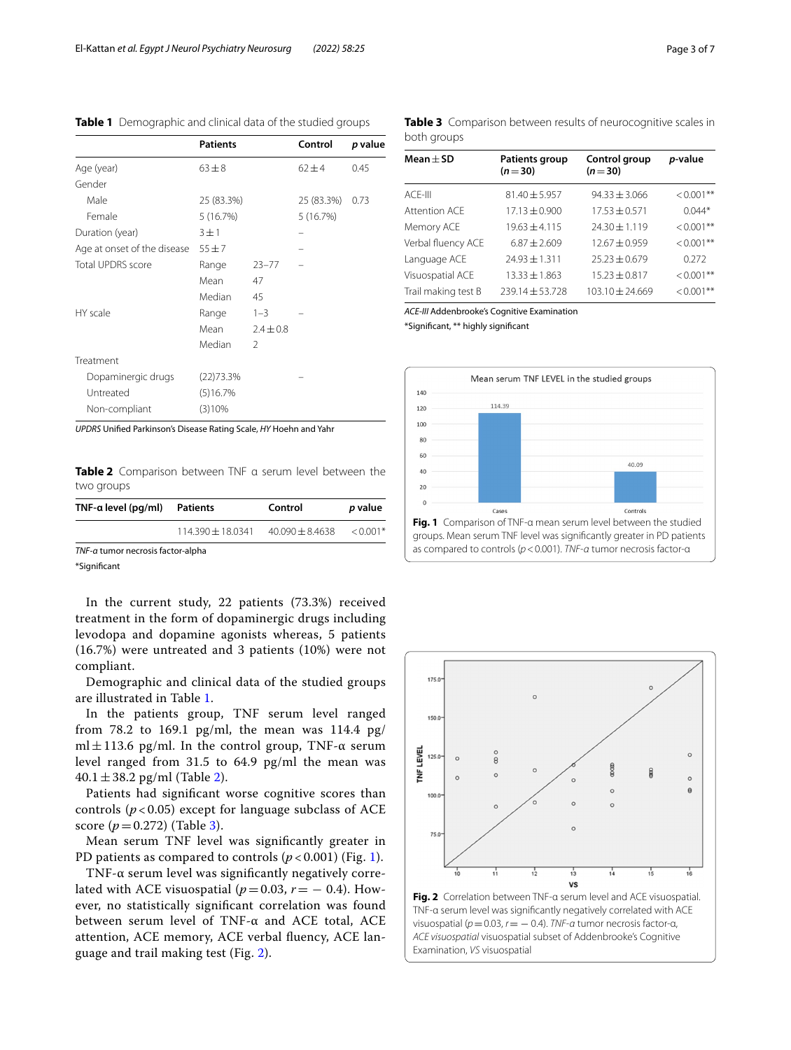**Table 1** Demographic and clinical data of the studied groups

| | Patients | | Control | *p* value |
|---|---|---|---|---|
| Age (year) | 63 ± 8 | | 62 ± 4 | 0.45 |
| Gender | | | | |
| Male | 25 (83.3%) | | 25 (83.3%) | 0.73 |
| Female | 5 (16.7%) | | 5 (16.7%) | |
| Duration (year) | 3 ± 1 | | – | |
| Age at onset of the disease | 55 ± 7 | | – | |
| Total UPDRS score | Range | 23–77 | – | |
| | Mean | 47 | | |
| | Median | 45 | | |
| HY scale | Range | 1–3 | – | |
| | Mean | 2.4 ± 0.8 | | |
| | Median | 2 | | |
| Treatment | | | | |
| Dopaminergic drugs | (22)73.3% | | – | |
| Untreated | (5)16.7% | | | |
| Non-compliant | (3)10% | | | |

*UPDRS* Unified Parkinson's Disease Rating Scale, *HY* Hoehn and Yahr

**Table 2** Comparison between TNF α serum level between the two groups

| TNF-α level (pg/ml) | Patients | Control | *p* value |
|---|---|---|---|
| | 114.390 ± 18.0341 | 40.090 ± 8.4638 | < 0.001* |

*TNF-α* tumor necrosis factor-alpha

*Significant

In the current study, 22 patients (73.3%) received treatment in the form of dopaminergic drugs including levodopa and dopamine agonists whereas, 5 patients (16.7%) were untreated and 3 patients (10%) were not compliant.

Demographic and clinical data of the studied groups are illustrated in Table 1.

In the patients group, TNF serum level ranged from 78.2 to 169.1 pg/ml, the mean was 114.4 pg/ml ± 113.6 pg/ml. In the control group, TNF-α serum level ranged from 31.5 to 64.9 pg/ml the mean was 40.1 ± 38.2 pg/ml (Table 2).

Patients had significant worse cognitive scores than controls ($p < 0.05$) except for language subclass of ACE score ($p = 0.272$) (Table 3).

Mean serum TNF level was significantly greater in PD patients as compared to controls ($p < 0.001$) (Fig. 1).

TNF-α serum level was significantly negatively correlated with ACE visuospatial ($p = 0.03$, $r = -0.4$). However, no statistically significant correlation was found between serum level of TNF-α and ACE total, ACE attention, ACE memory, ACE verbal fluency, ACE language and trail making test (Fig. 2).

**Table 3** Comparison between results of neurocognitive scales in both groups

| Mean ± SD | Patients group ($n = 30$) | Control group ($n = 30$) | *p*-value |
|---|---|---|---|
| ACE-III | 81.40 ± 5.957 | 94.33 ± 3.066 | < 0.001** |
| Attention ACE | 17.13 ± 0.900 | 17.53 ± 0.571 | 0.044* |
| Memory ACE | 19.63 ± 4.115 | 24.30 ± 1.119 | < 0.001** |
| Verbal fluency ACE | 6.87 ± 2.609 | 12.67 ± 0.959 | < 0.001** |
| Language ACE | 24.93 ± 1.311 | 25.23 ± 0.679 | 0.272 |
| Visuospatial ACE | 13.33 ± 1.863 | 15.23 ± 0.817 | < 0.001** |
| Trail making test B | 239.14 ± 53.728 | 103.10 ± 24.669 | < 0.001** |

*ACE-III* Addenbrooke's Cognitive Examination

*Significant, ** highly significant

**Fig. 1** Comparison of TNF-α mean serum level between the studied groups. Mean serum TNF level was significantly greater in PD patients as compared to controls ($p < 0.001$). *TNF-α* tumor necrosis factor-α

**Fig. 2** Correlation between TNF-α serum level and ACE visuospatial. TNF-α serum level was significantly negatively correlated with ACE visuospatial ($p = 0.03$, $r = -0.4$). *TNF-α* tumor necrosis factor-α, *ACE visuospatial* visuospatial subset of Addenbrooke's Cognitive Examination, *VS* visuospatial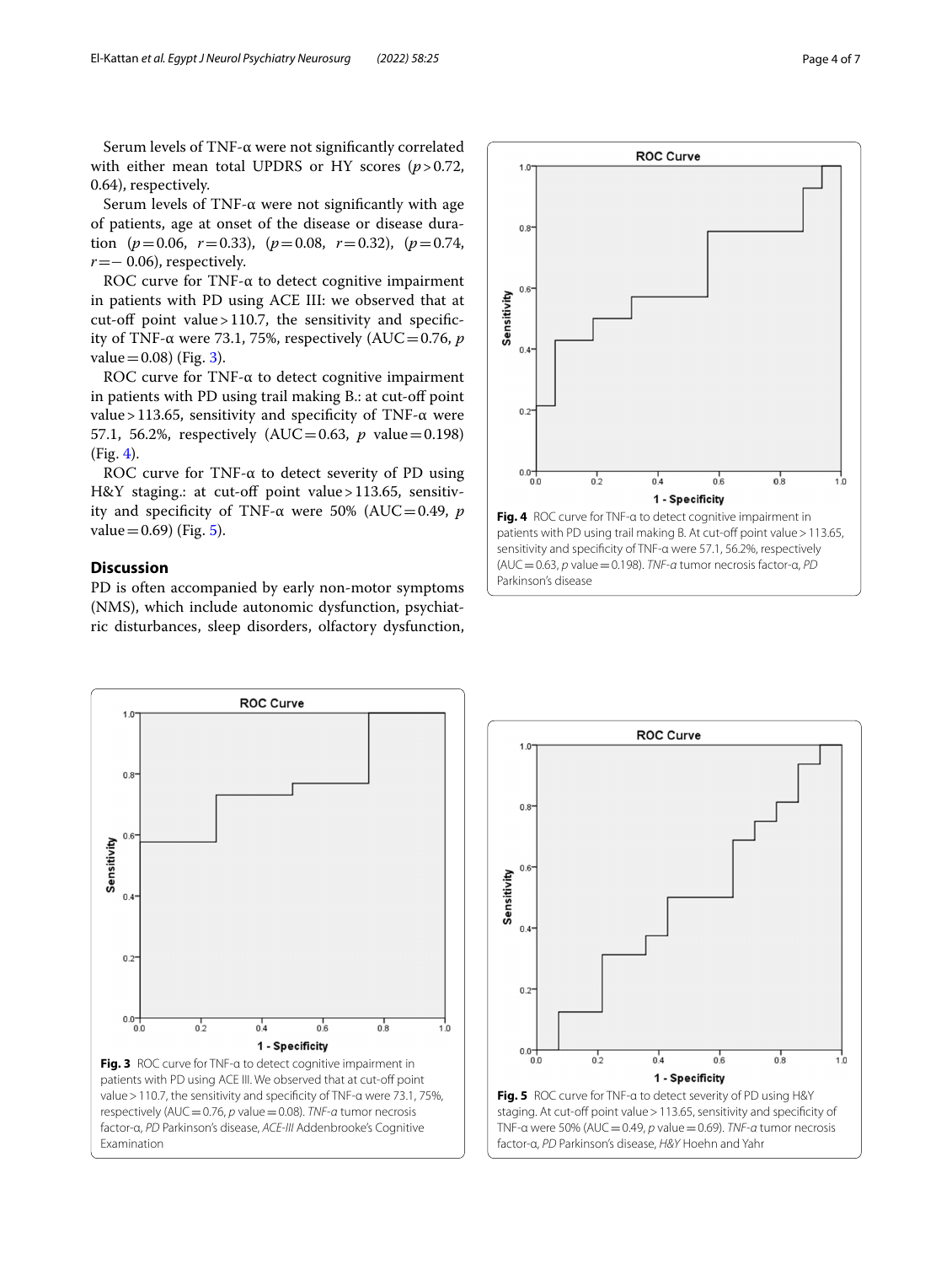Serum levels of TNF-α were not significantly correlated with either mean total UPDRS or HY scores ($p > 0.72$, 0.64), respectively.

Serum levels of TNF-α were not significantly with age of patients, age at onset of the disease or disease duration ($p = 0.06$, $r = 0.33$), ($p = 0.08$, $r = 0.32$), ($p = 0.74$, $r = -0.06$), respectively.

ROC curve for TNF-α to detect cognitive impairment in patients with PD using ACE III: we observed that at cut-off point value > 110.7, the sensitivity and specificity of TNF-α were 73.1, 75%, respectively (AUC = 0.76, $p$ value = 0.08) (Fig. 3).

ROC curve for TNF-α to detect cognitive impairment in patients with PD using trail making B.: at cut-off point value > 113.65, sensitivity and specificity of TNF-α were 57.1, 56.2%, respectively (AUC = 0.63, $p$ value = 0.198) (Fig. 4).

ROC curve for TNF-α to detect severity of PD using H&Y staging.: at cut-off point value > 113.65, sensitivity and specificity of TNF-α were 50% (AUC = 0.49, $p$ value = 0.69) (Fig. 5).

**Fig. 4** ROC curve for TNF-α to detect cognitive impairment in patients with PD using trail making B. At cut-off point value > 113.65, sensitivity and specificity of TNF-α were 57.1, 56.2%, respectively (AUC = 0.63, $p$ value = 0.198). *TNF-α* tumor necrosis factor-α, *PD* Parkinson's disease

## Discussion

PD is often accompanied by early non-motor symptoms (NMS), which include autonomic dysfunction, psychiatric disturbances, sleep disorders, olfactory dysfunction,

**Fig. 3** ROC curve for TNF-α to detect cognitive impairment in patients with PD using ACE III. We observed that at cut-off point value > 110.7, the sensitivity and specificity of TNF-α were 73.1, 75%, respectively (AUC = 0.76, $p$ value = 0.08). *TNF-α* tumor necrosis factor-α, *PD* Parkinson's disease, *ACE-III* Addenbrooke's Cognitive Examination

**Fig. 5** ROC curve for TNF-α to detect severity of PD using H&Y staging. At cut-off point value > 113.65, sensitivity and specificity of TNF-α were 50% (AUC = 0.49, $p$ value = 0.69). *TNF-α* tumor necrosis factor-α, *PD* Parkinson's disease, *H&Y* Hoehn and Yahr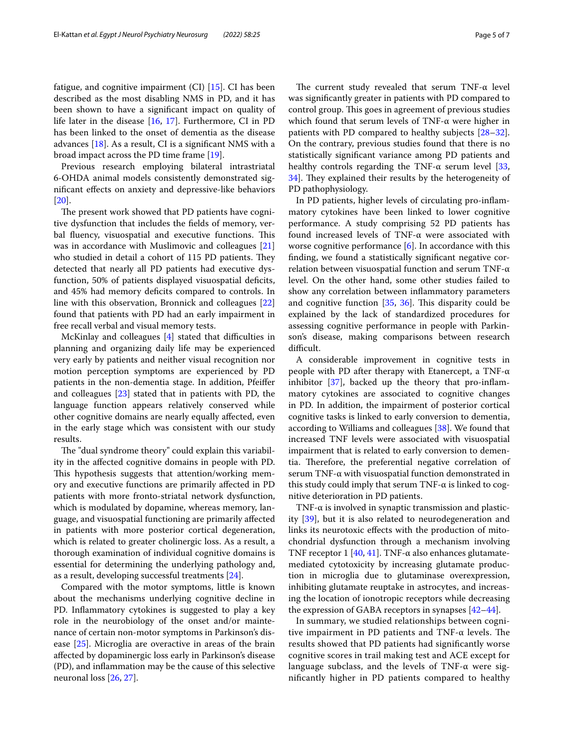fatigue, and cognitive impairment (CI) [15]. CI has been described as the most disabling NMS in PD, and it has been shown to have a significant impact on quality of life later in the disease [16, 17]. Furthermore, CI in PD has been linked to the onset of dementia as the disease advances [18]. As a result, CI is a significant NMS with a broad impact across the PD time frame [19].

Previous research employing bilateral intrastriatal 6-OHDA animal models consistently demonstrated significant effects on anxiety and depressive-like behaviors [20].

The present work showed that PD patients have cognitive dysfunction that includes the fields of memory, verbal fluency, visuospatial and executive functions. This was in accordance with Muslimovic and colleagues [21] who studied in detail a cohort of 115 PD patients. They detected that nearly all PD patients had executive dysfunction, 50% of patients displayed visuospatial deficits, and 45% had memory deficits compared to controls. In line with this observation, Bronnick and colleagues [22] found that patients with PD had an early impairment in free recall verbal and visual memory tests.

McKinlay and colleagues [4] stated that difficulties in planning and organizing daily life may be experienced very early by patients and neither visual recognition nor motion perception symptoms are experienced by PD patients in the non-dementia stage. In addition, Pfeiffer and colleagues [23] stated that in patients with PD, the language function appears relatively conserved while other cognitive domains are nearly equally affected, even in the early stage which was consistent with our study results.

The "dual syndrome theory" could explain this variability in the affected cognitive domains in people with PD. This hypothesis suggests that attention/working memory and executive functions are primarily affected in PD patients with more fronto-striatal network dysfunction, which is modulated by dopamine, whereas memory, language, and visuospatial functioning are primarily affected in patients with more posterior cortical degeneration, which is related to greater cholinergic loss. As a result, a thorough examination of individual cognitive domains is essential for determining the underlying pathology and, as a result, developing successful treatments [24].

Compared with the motor symptoms, little is known about the mechanisms underlying cognitive decline in PD. Inflammatory cytokines is suggested to play a key role in the neurobiology of the onset and/or maintenance of certain non-motor symptoms in Parkinson's disease [25]. Microglia are overactive in areas of the brain affected by dopaminergic loss early in Parkinson's disease (PD), and inflammation may be the cause of this selective neuronal loss [26, 27].

The current study revealed that serum TNF-α level was significantly greater in patients with PD compared to control group. This goes in agreement of previous studies which found that serum levels of TNF-α were higher in patients with PD compared to healthy subjects [28–32]. On the contrary, previous studies found that there is no statistically significant variance among PD patients and healthy controls regarding the TNF-α serum level [33, 34]. They explained their results by the heterogeneity of PD pathophysiology.

In PD patients, higher levels of circulating pro-inflammatory cytokines have been linked to lower cognitive performance. A study comprising 52 PD patients has found increased levels of TNF-α were associated with worse cognitive performance [6]. In accordance with this finding, we found a statistically significant negative correlation between visuospatial function and serum TNF-α level. On the other hand, some other studies failed to show any correlation between inflammatory parameters and cognitive function [35, 36]. This disparity could be explained by the lack of standardized procedures for assessing cognitive performance in people with Parkinson's disease, making comparisons between research difficult.

A considerable improvement in cognitive tests in people with PD after therapy with Etanercept, a TNF-α inhibitor [37], backed up the theory that pro-inflammatory cytokines are associated to cognitive changes in PD. In addition, the impairment of posterior cortical cognitive tasks is linked to early conversion to dementia, according to Williams and colleagues [38]. We found that increased TNF levels were associated with visuospatial impairment that is related to early conversion to dementia. Therefore, the preferential negative correlation of serum TNF-α with visuospatial function demonstrated in this study could imply that serum TNF-α is linked to cognitive deterioration in PD patients.

TNF-α is involved in synaptic transmission and plasticity [39], but it is also related to neurodegeneration and links its neurotoxic effects with the production of mitochondrial dysfunction through a mechanism involving TNF receptor 1 [40, 41]. TNF-α also enhances glutamate-mediated cytotoxicity by increasing glutamate production in microglia due to glutaminase overexpression, inhibiting glutamate reuptake in astrocytes, and increasing the location of ionotropic receptors while decreasing the expression of GABA receptors in synapses [42–44].

In summary, we studied relationships between cognitive impairment in PD patients and TNF-α levels. The results showed that PD patients had significantly worse cognitive scores in trail making test and ACE except for language subclass, and the levels of TNF-α were significantly higher in PD patients compared to healthy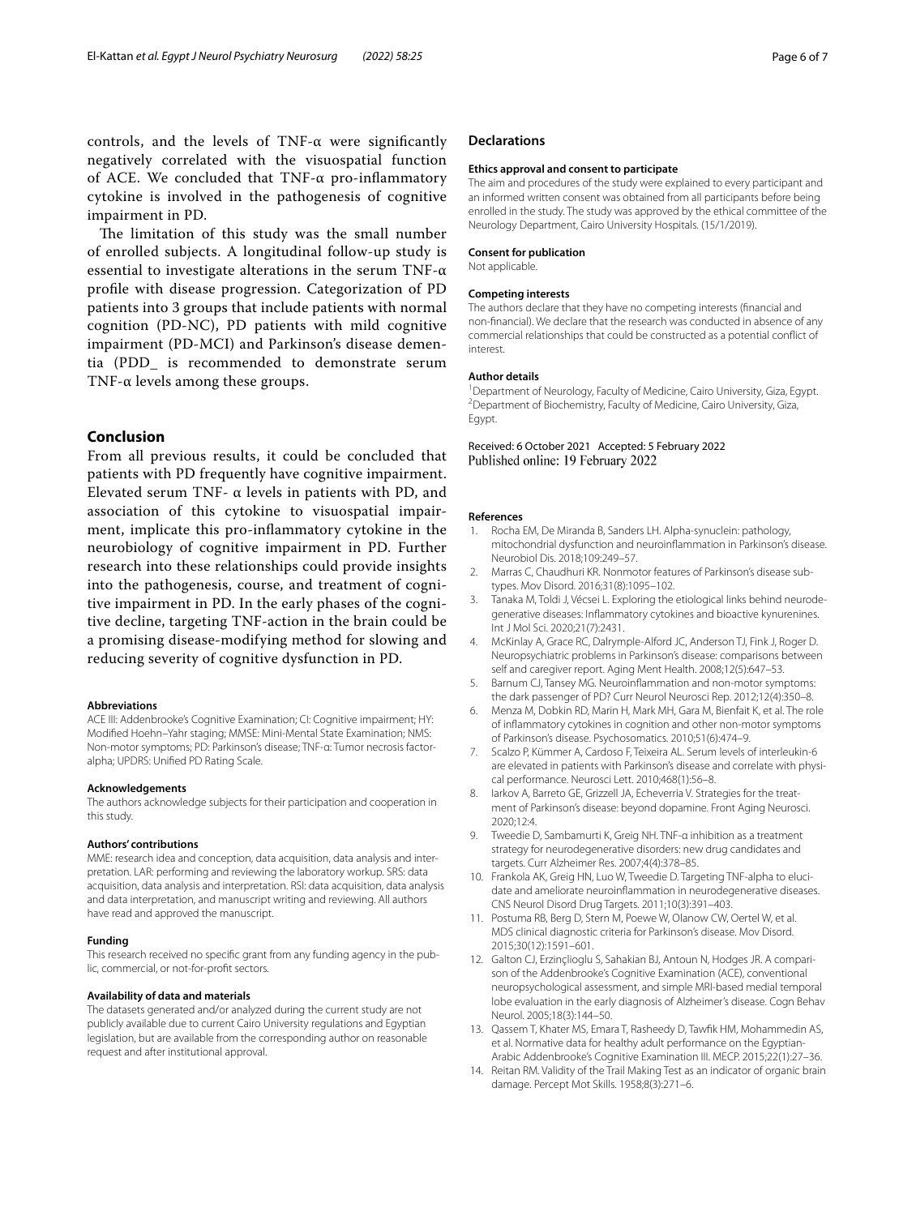controls, and the levels of TNF-α were significantly negatively correlated with the visuospatial function of ACE. We concluded that TNF-α pro-inflammatory cytokine is involved in the pathogenesis of cognitive impairment in PD.

The limitation of this study was the small number of enrolled subjects. A longitudinal follow-up study is essential to investigate alterations in the serum TNF-α profile with disease progression. Categorization of PD patients into 3 groups that include patients with normal cognition (PD-NC), PD patients with mild cognitive impairment (PD-MCI) and Parkinson's disease dementia (PDD_ is recommended to demonstrate serum TNF-α levels among these groups.

## Conclusion

From all previous results, it could be concluded that patients with PD frequently have cognitive impairment. Elevated serum TNF- α levels in patients with PD, and association of this cytokine to visuospatial impairment, implicate this pro-inflammatory cytokine in the neurobiology of cognitive impairment in PD. Further research into these relationships could provide insights into the pathogenesis, course, and treatment of cognitive impairment in PD. In the early phases of the cognitive decline, targeting TNF-action in the brain could be a promising disease-modifying method for slowing and reducing severity of cognitive dysfunction in PD.

#### Abbreviations

ACE III: Addenbrooke's Cognitive Examination; CI: Cognitive impairment; HY: Modified Hoehn–Yahr staging; MMSE: Mini-Mental State Examination; NMS: Non-motor symptoms; PD: Parkinson's disease; TNF-α: Tumor necrosis factor-alpha; UPDRS: Unified PD Rating Scale.

#### Acknowledgements

The authors acknowledge subjects for their participation and cooperation in this study.

#### Authors' contributions

MME: research idea and conception, data acquisition, data analysis and interpretation. LAR: performing and reviewing the laboratory workup. SRS: data acquisition, data analysis and interpretation. RSI: data acquisition, data analysis and data interpretation, and manuscript writing and reviewing. All authors have read and approved the manuscript.

#### Funding

This research received no specific grant from any funding agency in the public, commercial, or not-for-profit sectors.

#### Availability of data and materials

The datasets generated and/or analyzed during the current study are not publicly available due to current Cairo University regulations and Egyptian legislation, but are available from the corresponding author on reasonable request and after institutional approval.

### Declarations

#### Ethics approval and consent to participate

The aim and procedures of the study were explained to every participant and an informed written consent was obtained from all participants before being enrolled in the study. The study was approved by the ethical committee of the Neurology Department, Cairo University Hospitals. (15/1/2019).

#### Consent for publication

Not applicable.

#### Competing interests

The authors declare that they have no competing interests (financial and non-financial). We declare that the research was conducted in absence of any commercial relationships that could be constructed as a potential conflict of interest.

#### Author details

[1]Department of Neurology, Faculty of Medicine, Cairo University, Giza, Egypt. [2]Department of Biochemistry, Faculty of Medicine, Cairo University, Giza, Egypt.

Received: 6 October 2021 Accepted: 5 February 2022
Published online: 19 February 2022

#### References

1. Rocha EM, De Miranda B, Sanders LH. Alpha-synuclein: pathology, mitochondrial dysfunction and neuroinflammation in Parkinson's disease. Neurobiol Dis. 2018;109:249–57.
2. Marras C, Chaudhuri KR. Nonmotor features of Parkinson's disease subtypes. Mov Disord. 2016;31(8):1095–102.
3. Tanaka M, Toldi J, Vécsei L. Exploring the etiological links behind neurodegenerative diseases: Inflammatory cytokines and bioactive kynurenines. Int J Mol Sci. 2020;21(7):2431.
4. McKinlay A, Grace RC, Dalrymple-Alford JC, Anderson TJ, Fink J, Roger D. Neuropsychiatric problems in Parkinson's disease: comparisons between self and caregiver report. Aging Ment Health. 2008;12(5):647–53.
5. Barnum CJ, Tansey MG. Neuroinflammation and non-motor symptoms: the dark passenger of PD? Curr Neurol Neurosci Rep. 2012;12(4):350–8.
6. Menza M, Dobkin RD, Marin H, Mark MH, Gara M, Bienfait K, et al. The role of inflammatory cytokines in cognition and other non-motor symptoms of Parkinson's disease. Psychosomatics. 2010;51(6):474–9.
7. Scalzo P, Kümmer A, Cardoso F, Teixeira AL. Serum levels of interleukin-6 are elevated in patients with Parkinson's disease and correlate with physical performance. Neurosci Lett. 2010;468(1):56–8.
8. Iarkov A, Barreto GE, Grizzell JA, Echeverria V. Strategies for the treatment of Parkinson's disease: beyond dopamine. Front Aging Neurosci. 2020;12:4.
9. Tweedie D, Sambamurti K, Greig NH. TNF-α inhibition as a treatment strategy for neurodegenerative disorders: new drug candidates and targets. Curr Alzheimer Res. 2007;4(4):378–85.
10. Frankola AK, Greig HN, Luo W, Tweedie D. Targeting TNF-alpha to elucidate and ameliorate neuroinflammation in neurodegenerative diseases. CNS Neurol Disord Drug Targets. 2011;10(3):391–403.
11. Postuma RB, Berg D, Stern M, Poewe W, Olanow CW, Oertel W, et al. MDS clinical diagnostic criteria for Parkinson's disease. Mov Disord. 2015;30(12):1591–601.
12. Galton CJ, Erzinçlioglu S, Sahakian BJ, Antoun N, Hodges JR. A comparison of the Addenbrooke's Cognitive Examination (ACE), conventional neuropsychological assessment, and simple MRI-based medial temporal lobe evaluation in the early diagnosis of Alzheimer's disease. Cogn Behav Neurol. 2005;18(3):144–50.
13. Qassem T, Khater MS, Emara T, Rasheedy D, Tawfik HM, Mohammedin AS, et al. Normative data for healthy adult performance on the Egyptian-Arabic Addenbrooke's Cognitive Examination III. MECP. 2015;22(1):27–36.
14. Reitan RM. Validity of the Trail Making Test as an indicator of organic brain damage. Percept Mot Skills. 1958;8(3):271–6.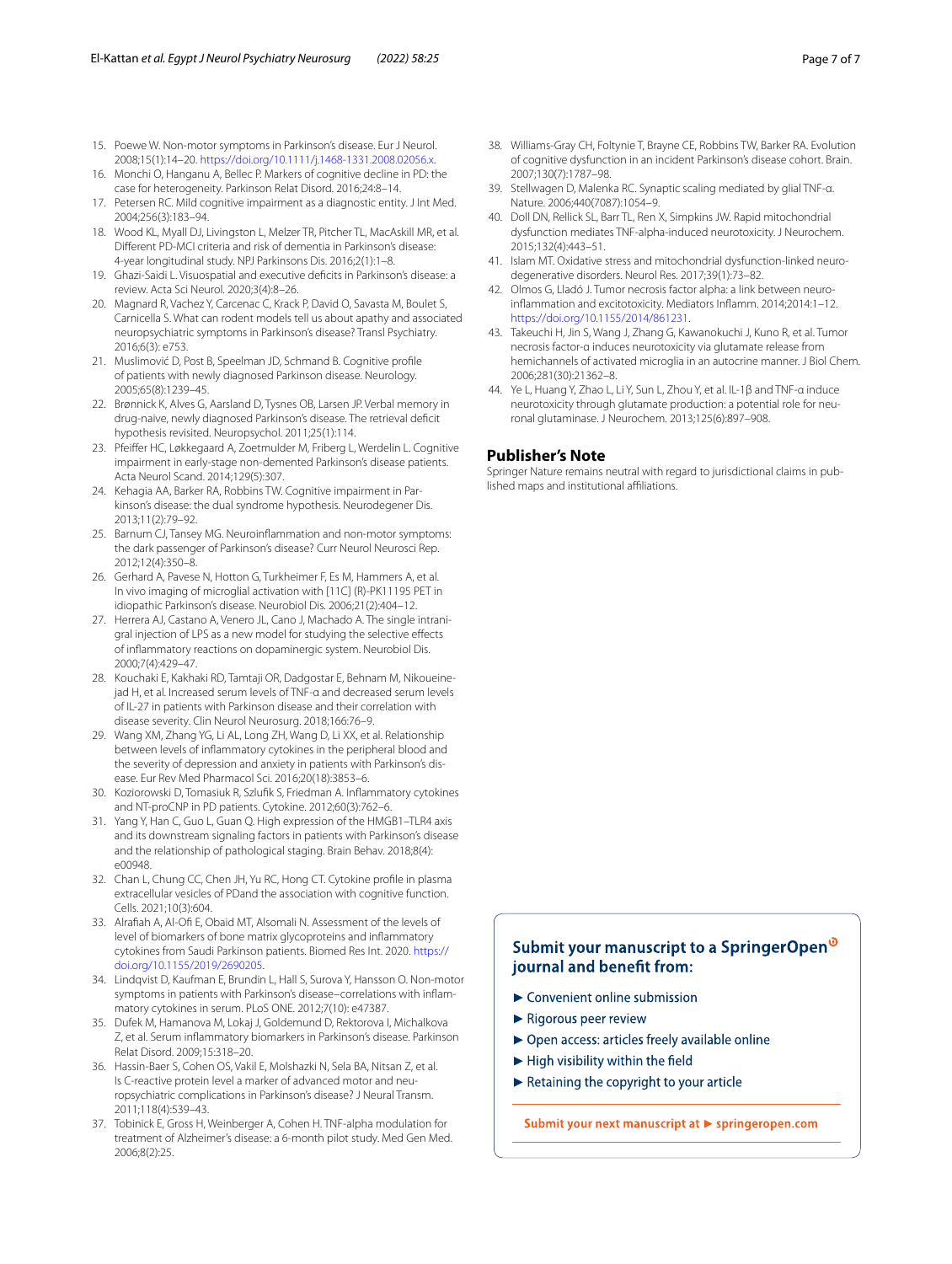15. Poewe W. Non-motor symptoms in Parkinson's disease. Eur J Neurol. 2008;15(1):14–20. https://doi.org/10.1111/j.1468-1331.2008.02056.x.
16. Monchi O, Hanganu A, Bellec P. Markers of cognitive decline in PD: the case for heterogeneity. Parkinson Relat Disord. 2016;24:8–14.
17. Petersen RC. Mild cognitive impairment as a diagnostic entity. J Int Med. 2004;256(3):183–94.
18. Wood KL, Myall DJ, Livingston L, Melzer TR, Pitcher TL, MacAskill MR, et al. Different PD-MCI criteria and risk of dementia in Parkinson's disease: 4-year longitudinal study. NPJ Parkinsons Dis. 2016;2(1):1–8.
19. Ghazi-Saidi L. Visuospatial and executive deficits in Parkinson's disease: a review. Acta Sci Neurol. 2020;3(4):8–26.
20. Magnard R, Vachez Y, Carcenac C, Krack P, David O, Savasta M, Boulet S, Carnicella S. What can rodent models tell us about apathy and associated neuropsychiatric symptoms in Parkinson's disease? Transl Psychiatry. 2016;6(3): e753.
21. Muslimović D, Post B, Speelman JD, Schmand B. Cognitive profile of patients with newly diagnosed Parkinson disease. Neurology. 2005;65(8):1239–45.
22. Brønnick K, Alves G, Aarsland D, Tysnes OB, Larsen JP. Verbal memory in drug-naive, newly diagnosed Parkinson's disease. The retrieval deficit hypothesis revisited. Neuropsychol. 2011;25(1):114.
23. Pfeiffer HC, Løkkegaard A, Zoetmulder M, Friberg L, Werdelin L. Cognitive impairment in early-stage non-demented Parkinson's disease patients. Acta Neurol Scand. 2014;129(5):307.
24. Kehagia AA, Barker RA, Robbins TW. Cognitive impairment in Parkinson's disease: the dual syndrome hypothesis. Neurodegener Dis. 2013;11(2):79–92.
25. Barnum CJ, Tansey MG. Neuroinflammation and non-motor symptoms: the dark passenger of Parkinson's disease? Curr Neurol Neurosci Rep. 2012;12(4):350–8.
26. Gerhard A, Pavese N, Hotton G, Turkheimer F, Es M, Hammers A, et al. In vivo imaging of microglial activation with [11C] (R)-PK11195 PET in idiopathic Parkinson's disease. Neurobiol Dis. 2006;21(2):404–12.
27. Herrera AJ, Castano A, Venero JL, Cano J, Machado A. The single intranigral injection of LPS as a new model for studying the selective effects of inflammatory reactions on dopaminergic system. Neurobiol Dis. 2000;7(4):429–47.
28. Kouchaki E, Kakhaki RD, Tamtaji OR, Dadgostar E, Behnam M, Nikoueinejad H, et al. Increased serum levels of TNF-α and decreased serum levels of IL-27 in patients with Parkinson disease and their correlation with disease severity. Clin Neurol Neurosurg. 2018;166:76–9.
29. Wang XM, Zhang YG, Li AL, Long ZH, Wang D, Li XX, et al. Relationship between levels of inflammatory cytokines in the peripheral blood and the severity of depression and anxiety in patients with Parkinson's disease. Eur Rev Med Pharmacol Sci. 2016;20(18):3853–6.
30. Koziorowski D, Tomasiuk R, Szlufik S, Friedman A. Inflammatory cytokines and NT-proCNP in PD patients. Cytokine. 2012;60(3):762–6.
31. Yang Y, Han C, Guo L, Guan Q. High expression of the HMGB1–TLR4 axis and its downstream signaling factors in patients with Parkinson's disease and the relationship of pathological staging. Brain Behav. 2018;8(4): e00948.
32. Chan L, Chung CC, Chen JH, Yu RC, Hong CT. Cytokine profile in plasma extracellular vesicles of PDand the association with cognitive function. Cells. 2021;10(3):604.
33. Alrafiah A, Al-Ofi E, Obaid MT, Alsomali N. Assessment of the levels of level of biomarkers of bone matrix glycoproteins and inflammatory cytokines from Saudi Parkinson patients. Biomed Res Int. 2020. https://doi.org/10.1155/2019/2690205.
34. Lindqvist D, Kaufman E, Brundin L, Hall S, Surova Y, Hansson O. Non-motor symptoms in patients with Parkinson's disease–correlations with inflammatory cytokines in serum. PLoS ONE. 2012;7(10): e47387.
35. Dufek M, Hamanova M, Lokaj J, Goldemund D, Rektorova I, Michalkova Z, et al. Serum inflammatory biomarkers in Parkinson's disease. Parkinson Relat Disord. 2009;15:318–20.
36. Hassin-Baer S, Cohen OS, Vakil E, Molshazki N, Sela BA, Nitsan Z, et al. Is C-reactive protein level a marker of advanced motor and neuropsychiatric complications in Parkinson's disease? J Neural Transm. 2011;118(4):539–43.
37. Tobinick E, Gross H, Weinberger A, Cohen H. TNF-alpha modulation for treatment of Alzheimer's disease: a 6-month pilot study. Med Gen Med. 2006;8(2):25.
38. Williams-Gray CH, Foltynie T, Brayne CE, Robbins TW, Barker RA. Evolution of cognitive dysfunction in an incident Parkinson's disease cohort. Brain. 2007;130(7):1787–98.
39. Stellwagen D, Malenka RC. Synaptic scaling mediated by glial TNF-α. Nature. 2006;440(7087):1054–9.
40. Doll DN, Rellick SL, Barr TL, Ren X, Simpkins JW. Rapid mitochondrial dysfunction mediates TNF-alpha-induced neurotoxicity. J Neurochem. 2015;132(4):443–51.
41. Islam MT. Oxidative stress and mitochondrial dysfunction-linked neurodegenerative disorders. Neurol Res. 2017;39(1):73–82.
42. Olmos G, Lladó J. Tumor necrosis factor alpha: a link between neuroinflammation and excitotoxicity. Mediators Inflamm. 2014;2014:1–12. https://doi.org/10.1155/2014/861231.
43. Takeuchi H, Jin S, Wang J, Zhang G, Kawanokuchi J, Kuno R, et al. Tumor necrosis factor-α induces neurotoxicity via glutamate release from hemichannels of activated microglia in an autocrine manner. J Biol Chem. 2006;281(30):21362–8.
44. Ye L, Huang Y, Zhao L, Li Y, Sun L, Zhou Y, et al. IL-1β and TNF-α induce neurotoxicity through glutamate production: a potential role for neuronal glutaminase. J Neurochem. 2013;125(6):897–908.

## Publisher's Note

Springer Nature remains neutral with regard to jurisdictional claims in published maps and institutional affiliations.